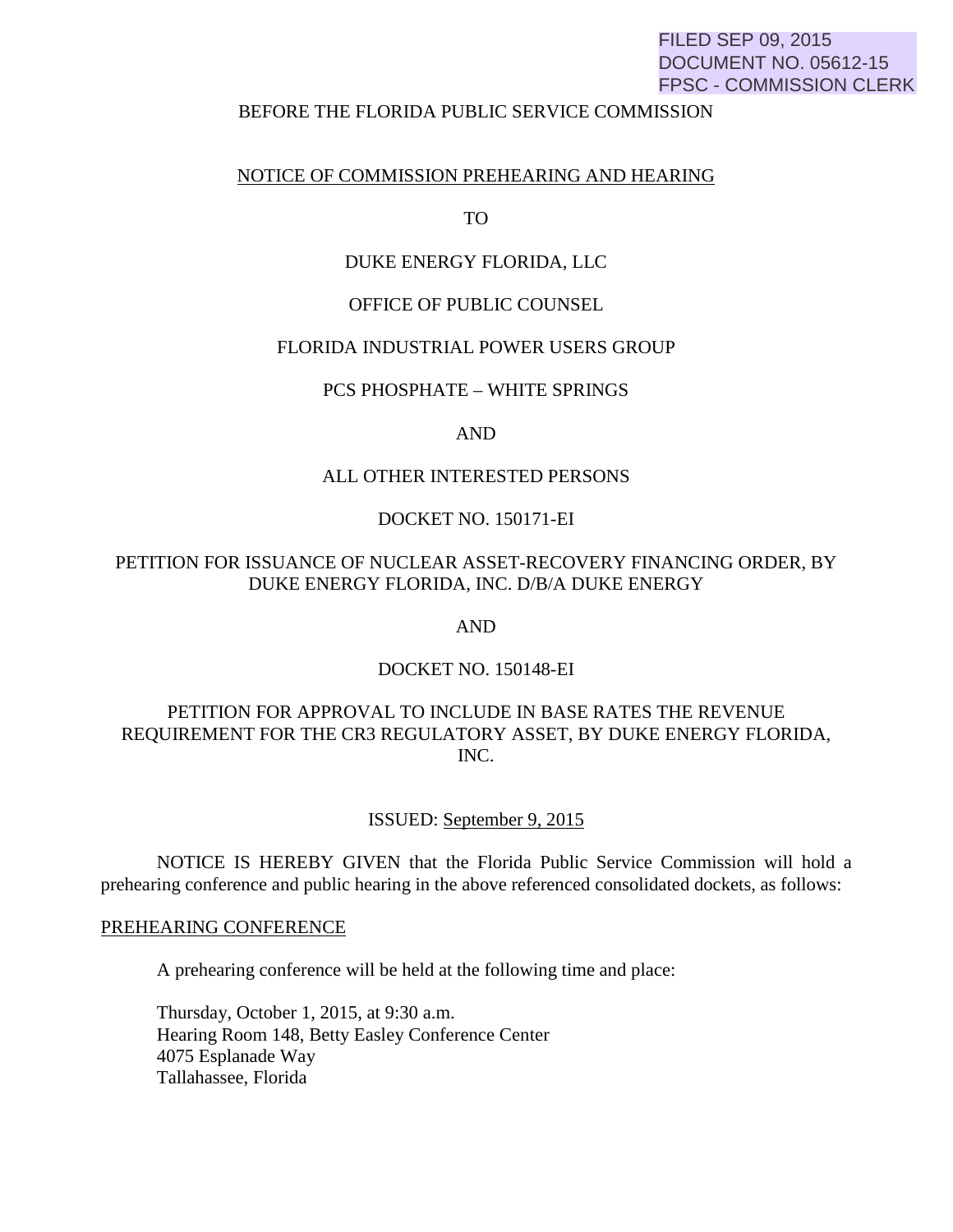FILED SEP 09, 2015
DOCUMENT NO. 05612-15
FPSC - COMMISSION CLERK

BEFORE THE FLORIDA PUBLIC SERVICE COMMISSION

NOTICE OF COMMISSION PREHEARING AND HEARING

TO

DUKE ENERGY FLORIDA, LLC

OFFICE OF PUBLIC COUNSEL

FLORIDA INDUSTRIAL POWER USERS GROUP

PCS PHOSPHATE – WHITE SPRINGS

AND

ALL OTHER INTERESTED PERSONS

DOCKET NO. 150171-EI

PETITION FOR ISSUANCE OF NUCLEAR ASSET-RECOVERY FINANCING ORDER, BY DUKE ENERGY FLORIDA, INC. D/B/A DUKE ENERGY

AND

DOCKET NO. 150148-EI

PETITION FOR APPROVAL TO INCLUDE IN BASE RATES THE REVENUE REQUIREMENT FOR THE CR3 REGULATORY ASSET, BY DUKE ENERGY FLORIDA, INC.

ISSUED: September 9, 2015

NOTICE IS HEREBY GIVEN that the Florida Public Service Commission will hold a prehearing conference and public hearing in the above referenced consolidated dockets, as follows:

PREHEARING CONFERENCE

A prehearing conference will be held at the following time and place:

Thursday, October 1, 2015, at 9:30 a.m.
Hearing Room 148, Betty Easley Conference Center
4075 Esplanade Way
Tallahassee, Florida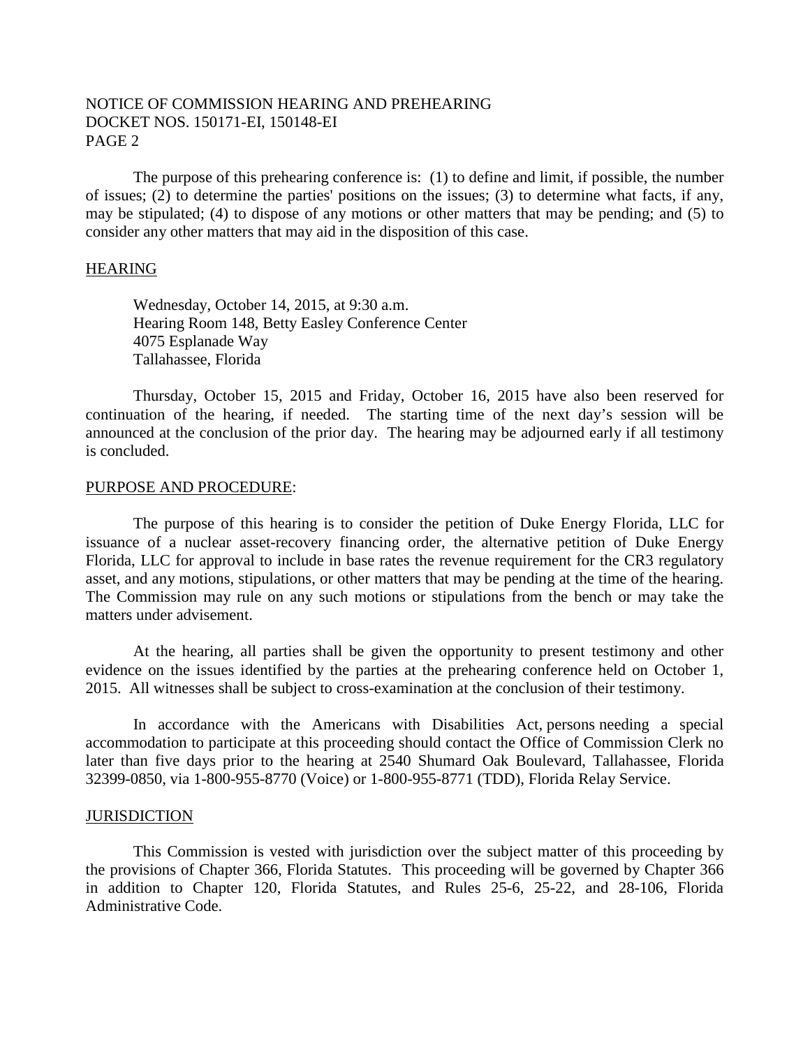The purpose of this prehearing conference is: (1) to define and limit, if possible, the number of issues; (2) to determine the parties' positions on the issues; (3) to determine what facts, if any, may be stipulated; (4) to dispose of any motions or other matters that may be pending; and (5) to consider any other matters that may aid in the disposition of this case.

## HEARING

Wednesday, October 14, 2015, at 9:30 a.m.
Hearing Room 148, Betty Easley Conference Center
4075 Esplanade Way
Tallahassee, Florida

Thursday, October 15, 2015 and Friday, October 16, 2015 have also been reserved for continuation of the hearing, if needed. The starting time of the next day's session will be announced at the conclusion of the prior day. The hearing may be adjourned early if all testimony is concluded.

## PURPOSE AND PROCEDURE:

The purpose of this hearing is to consider the petition of Duke Energy Florida, LLC for issuance of a nuclear asset-recovery financing order, the alternative petition of Duke Energy Florida, LLC for approval to include in base rates the revenue requirement for the CR3 regulatory asset, and any motions, stipulations, or other matters that may be pending at the time of the hearing. The Commission may rule on any such motions or stipulations from the bench or may take the matters under advisement.

At the hearing, all parties shall be given the opportunity to present testimony and other evidence on the issues identified by the parties at the prehearing conference held on October 1, 2015. All witnesses shall be subject to cross-examination at the conclusion of their testimony.

In accordance with the Americans with Disabilities Act, persons needing a special accommodation to participate at this proceeding should contact the Office of Commission Clerk no later than five days prior to the hearing at 2540 Shumard Oak Boulevard, Tallahassee, Florida 32399-0850, via 1-800-955-8770 (Voice) or 1-800-955-8771 (TDD), Florida Relay Service.

## JURISDICTION

This Commission is vested with jurisdiction over the subject matter of this proceeding by the provisions of Chapter 366, Florida Statutes. This proceeding will be governed by Chapter 366 in addition to Chapter 120, Florida Statutes, and Rules 25-6, 25-22, and 28-106, Florida Administrative Code.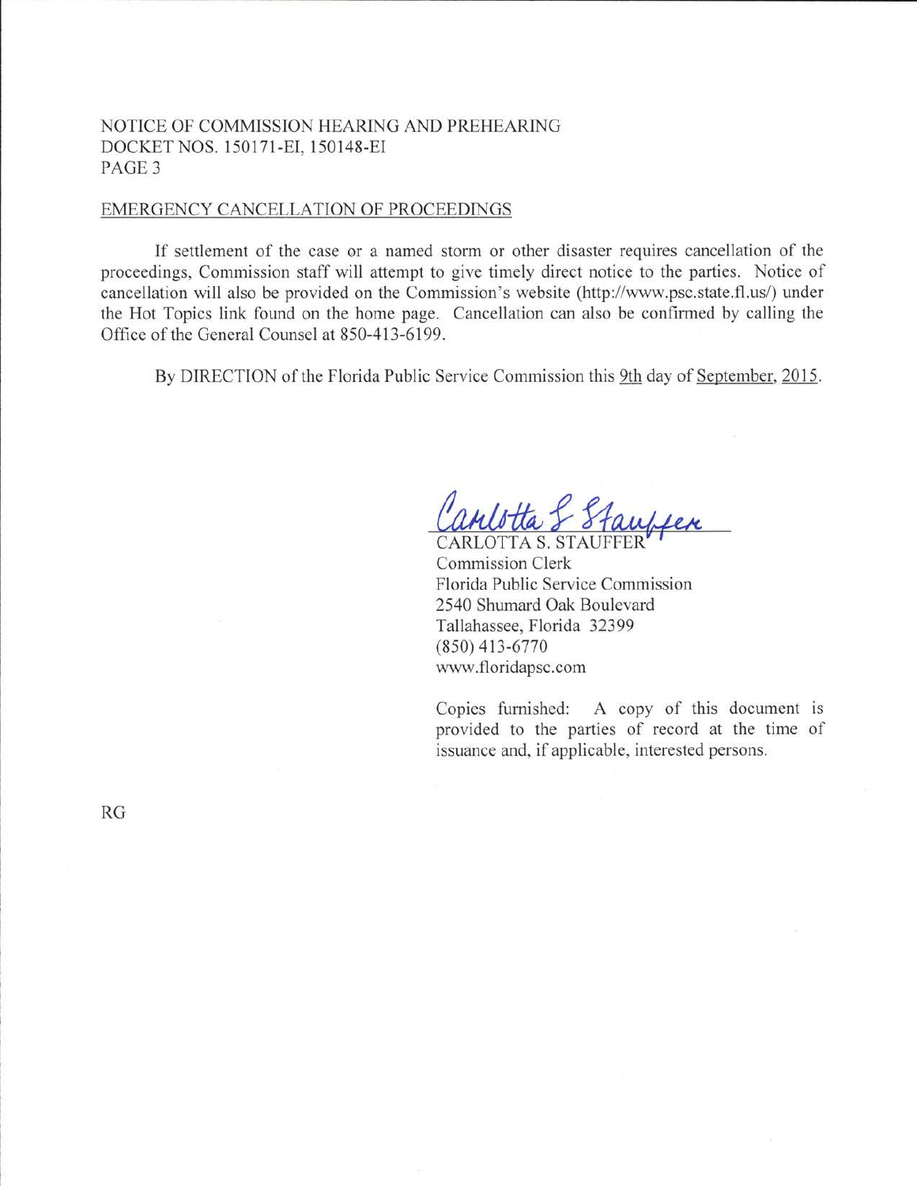## EMERGENCY CANCELLATION OF PROCEEDINGS

If settlement of the case or a named storm or other disaster requires cancellation of the proceedings, Commission staff will attempt to give timely direct notice to the parties. Notice of cancellation will also be provided on the Commission's website (http://www.psc.state.fl.us/) under the Hot Topics link found on the home page. Cancellation can also be confirmed by calling the Office of the General Counsel at 850-413-6199.

By DIRECTION of the Florida Public Service Commission this 9th day of September, 2015.

CARLOTTA S. STAUFFER
Commission Clerk
Florida Public Service Commission
2540 Shumard Oak Boulevard
Tallahassee, Florida 32399
(850) 413-6770
www.floridapsc.com

Copies furnished: A copy of this document is provided to the parties of record at the time of issuance and, if applicable, interested persons.

RG